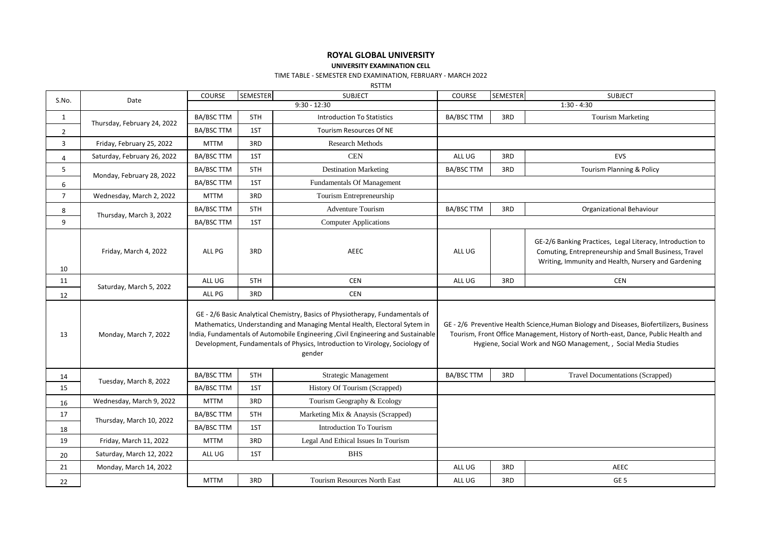# ROYAL GLOBAL UNIVERSITY

## UNIVERSITY EXAMINATION CELL

TIME TABLE - SEMESTER END EXAMINATION, FEBRUARY - MARCH 2022

RSTTM

| S.No. | Date | COURSE | SEMESTER | SUBJECT | COURSE | SEMESTER | SUBJECT |
|---|---|---|---|---|---|---|---|
| | | 9:30 - 12:30 | | | 1:30 - 4:30 | | |
| 1 | Thursday, February 24, 2022 | BA/BSC TTM | 5TH | Introduction To Statistics | BA/BSC TTM | 3RD | Tourism Marketing |
| 2 | | BA/BSC TTM | 1ST | Tourism Resources Of NE | | | |
| 3 | Friday, February 25, 2022 | MTTM | 3RD | Research Methods | | | |
| 4 | Saturday, February 26, 2022 | BA/BSC TTM | 1ST | CEN | ALL UG | 3RD | EVS |
| 5 | Monday, February 28, 2022 | BA/BSC TTM | 5TH | Destination Marketing | BA/BSC TTM | 3RD | Tourism Planning & Policy |
| 6 | | BA/BSC TTM | 1ST | Fundamentals Of Management | | | |
| 7 | Wednesday, March 2, 2022 | MTTM | 3RD | Tourism Entrepreneurship | | | |
| 8 | Thursday, March 3, 2022 | BA/BSC TTM | 5TH | Adventure Tourism | BA/BSC TTM | 3RD | Organizational Behaviour |
| 9 | | BA/BSC TTM | 1ST | Computer Applications | | | |
| 10 | Friday, March 4, 2022 | ALL PG | 3RD | AEEC | ALL UG | | GE-2/6 Banking Practices, Legal Literacy, Introduction to Comuting, Entrepreneurship and Small Business, Travel Writing, Immunity and Health, Nursery and Gardening |
| 11 | Saturday, March 5, 2022 | ALL UG | 5TH | CEN | ALL UG | 3RD | CEN |
| 12 | | ALL PG | 3RD | CEN | | | |
| 13 | Monday, March 7, 2022 | GE - 2/6 Basic Analytical Chemistry, Basics of Physiotherapy, Fundamentals of Mathematics, Understanding and Managing Mental Health, Electoral Sytem in India, Fundamentals of Automobile Engineering ,Civil Engineering and Sustainable Development, Fundamentals of Physics, Introduction to Virology, Sociology of gender | | | GE - 2/6 Preventive Health Science,Human Biology and Diseases, Biofertilizers, Business Tourism, Front Office Management, History of North-east, Dance, Public Health and Hygiene, Social Work and NGO Management, , Social Media Studies | | |
| 14 | Tuesday, March 8, 2022 | BA/BSC TTM | 5TH | Strategic Management | BA/BSC TTM | 3RD | Travel Documentations (Scrapped) |
| 15 | | BA/BSC TTM | 1ST | History Of Tourism (Scrapped) | | | |
| 16 | Wednesday, March 9, 2022 | MTTM | 3RD | Tourism Geography & Ecology | | | |
| 17 | Thursday, March 10, 2022 | BA/BSC TTM | 5TH | Marketing Mix & Anaysis (Scrapped) | | | |
| 18 | | BA/BSC TTM | 1ST | Introduction To Tourism | | | |
| 19 | Friday, March 11, 2022 | MTTM | 3RD | Legal And Ethical Issues In Tourism | | | |
| 20 | Saturday, March 12, 2022 | ALL UG | 1ST | BHS | | | |
| 21 | Monday, March 14, 2022 | | | | ALL UG | 3RD | AEEC |
| 22 | | MTTM | 3RD | Tourism Resources North East | ALL UG | 3RD | GE 5 |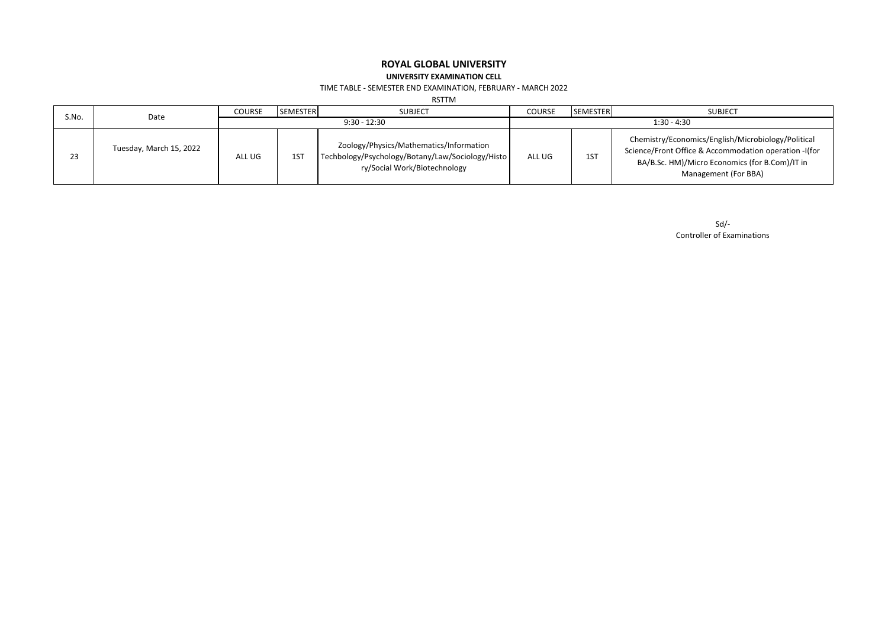# ROYAL GLOBAL UNIVERSITY

**UNIVERSITY EXAMINATION CELL**

TIME TABLE - SEMESTER END EXAMINATION, FEBRUARY - MARCH 2022

RSTTM

| S.No. | Date | COURSE | SEMESTER | SUBJECT | COURSE | SEMESTER | SUBJECT |
|---|---|---|---|---|---|---|---|
| | | 9:30 - 12:30 | | | 1:30 - 4:30 | | |
| 23 | Tuesday, March 15, 2022 | ALL UG | 1ST | Zoology/Physics/Mathematics/Information Techbology/Psychology/Botany/Law/Sociology/History/Social Work/Biotechnology | ALL UG | 1ST | Chemistry/Economics/English/Microbiology/Political Science/Front Office & Accommodation operation -I(for BA/B.Sc. HM)/Micro Economics (for B.Com)/IT in Management (For BBA) |

Sd/-
Controller of Examinations